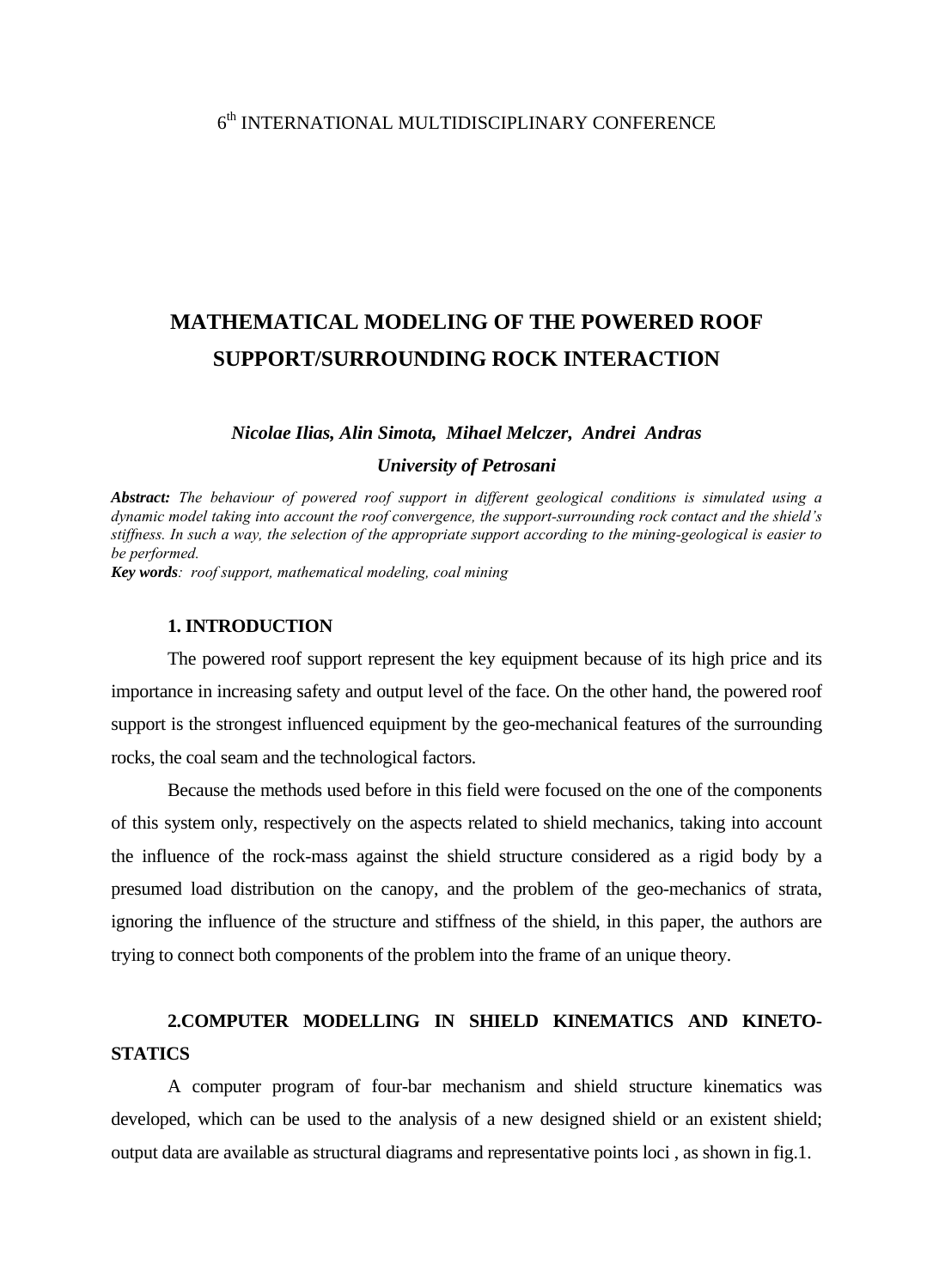6th INTERNATIONAL MULTIDISCIPLINARY CONFERENCE

# MATHEMATICAL MODELING OF THE POWERED ROOF SUPPORT/SURROUNDING ROCK INTERACTION

***Nicolae Ilias, Alin Simota, Mihael Melczer, Andrei Andras***

***University of Petrosani***

***Abstract:*** *The behaviour of powered roof support in different geological conditions is simulated using a dynamic model taking into account the roof convergence, the support-surrounding rock contact and the shield's stiffness. In such a way, the selection of the appropriate support according to the mining-geological is easier to be performed.*

***Key words****: roof support, mathematical modeling, coal mining*

## 1. INTRODUCTION

The powered roof support represent the key equipment because of its high price and its importance in increasing safety and output level of the face. On the other hand, the powered roof support is the strongest influenced equipment by the geo-mechanical features of the surrounding rocks, the coal seam and the technological factors.

Because the methods used before in this field were focused on the one of the components of this system only, respectively on the aspects related to shield mechanics, taking into account the influence of the rock-mass against the shield structure considered as a rigid body by a presumed load distribution on the canopy, and the problem of the geo-mechanics of strata, ignoring the influence of the structure and stiffness of the shield, in this paper, the authors are trying to connect both components of the problem into the frame of an unique theory.

## 2.COMPUTER MODELLING IN SHIELD KINEMATICS AND KINETO-STATICS

A computer program of four-bar mechanism and shield structure kinematics was developed, which can be used to the analysis of a new designed shield or an existent shield; output data are available as structural diagrams and representative points loci , as shown in fig.1.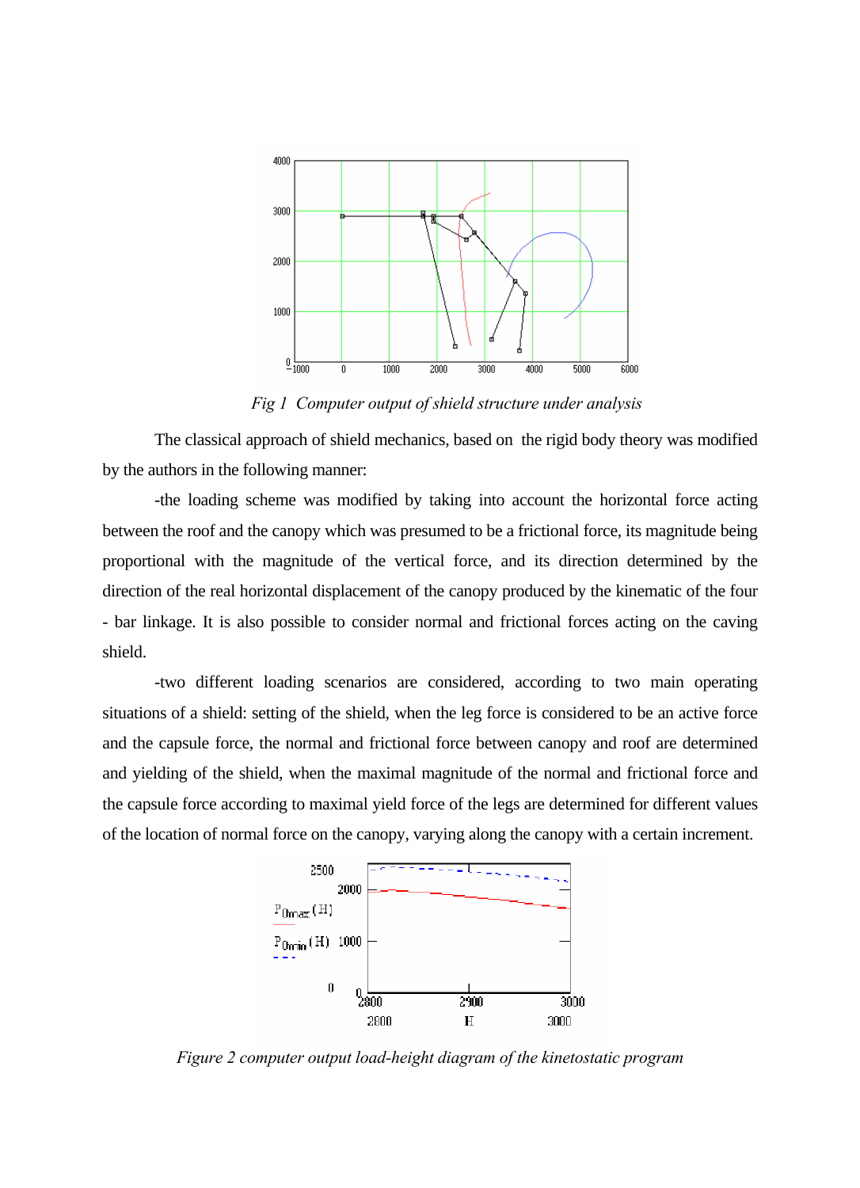*Fig 1 Computer output of shield structure under analysis*

The classical approach of shield mechanics, based on the rigid body theory was modified by the authors in the following manner:

-the loading scheme was modified by taking into account the horizontal force acting between the roof and the canopy which was presumed to be a frictional force, its magnitude being proportional with the magnitude of the vertical force, and its direction determined by the direction of the real horizontal displacement of the canopy produced by the kinematic of the four - bar linkage. It is also possible to consider normal and frictional forces acting on the caving shield.

-two different loading scenarios are considered, according to two main operating situations of a shield: setting of the shield, when the leg force is considered to be an active force and the capsule force, the normal and frictional force between canopy and roof are determined and yielding of the shield, when the maximal magnitude of the normal and frictional force and the capsule force according to maximal yield force of the legs are determined for different values of the location of normal force on the canopy, varying along the canopy with a certain increment.

*Figure 2 computer output load-height diagram of the kinetostatic program*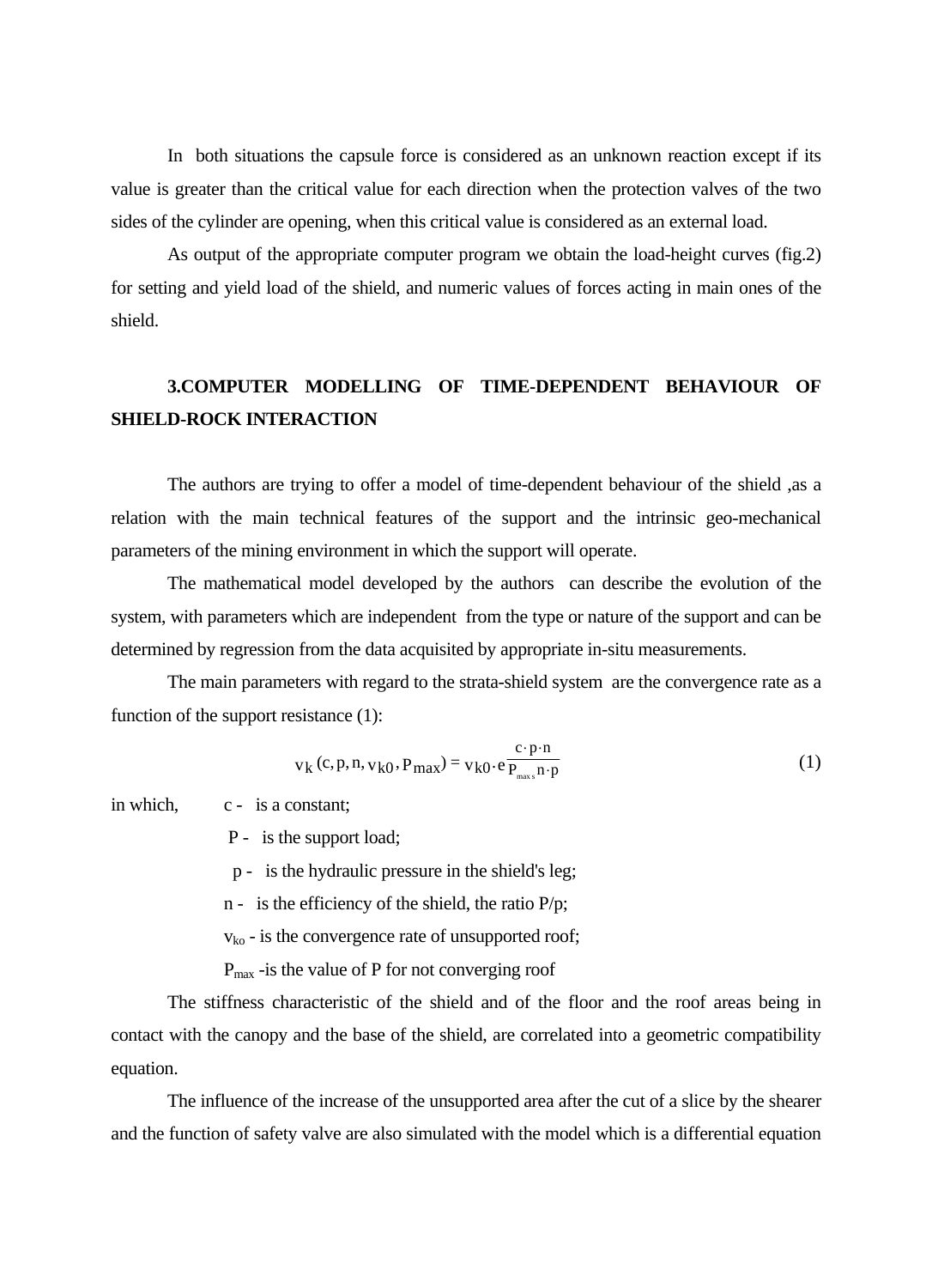In both situations the capsule force is considered as an unknown reaction except if its value is greater than the critical value for each direction when the protection valves of the two sides of the cylinder are opening, when this critical value is considered as an external load.

As output of the appropriate computer program we obtain the load-height curves (fig.2) for setting and yield load of the shield, and numeric values of forces acting in main ones of the shield.

## 3.COMPUTER MODELLING OF TIME-DEPENDENT BEHAVIOUR OF SHIELD-ROCK INTERACTION

The authors are trying to offer a model of time-dependent behaviour of the shield ,as a relation with the main technical features of the support and the intrinsic geo-mechanical parameters of the mining environment in which the support will operate.

The mathematical model developed by the authors can describe the evolution of the system, with parameters which are independent from the type or nature of the support and can be determined by regression from the data acquisited by appropriate in-situ measurements.

The main parameters with regard to the strata-shield system are the convergence rate as a function of the support resistance (1):

$$v_k(c, p, n, v_{k0}, P_{max}) = v_{k0} \cdot e^{\frac{c \cdot p \cdot n}{P_{max\,s} n \cdot p}} \tag{1}$$

in which, c - is a constant;

P - is the support load;

p - is the hydraulic pressure in the shield's leg;

n - is the efficiency of the shield, the ratio P/p;

$v_{ko}$ - is the convergence rate of unsupported roof;

$P_{max}$ -is the value of P for not converging roof

The stiffness characteristic of the shield and of the floor and the roof areas being in contact with the canopy and the base of the shield, are correlated into a geometric compatibility equation.

The influence of the increase of the unsupported area after the cut of a slice by the shearer and the function of safety valve are also simulated with the model which is a differential equation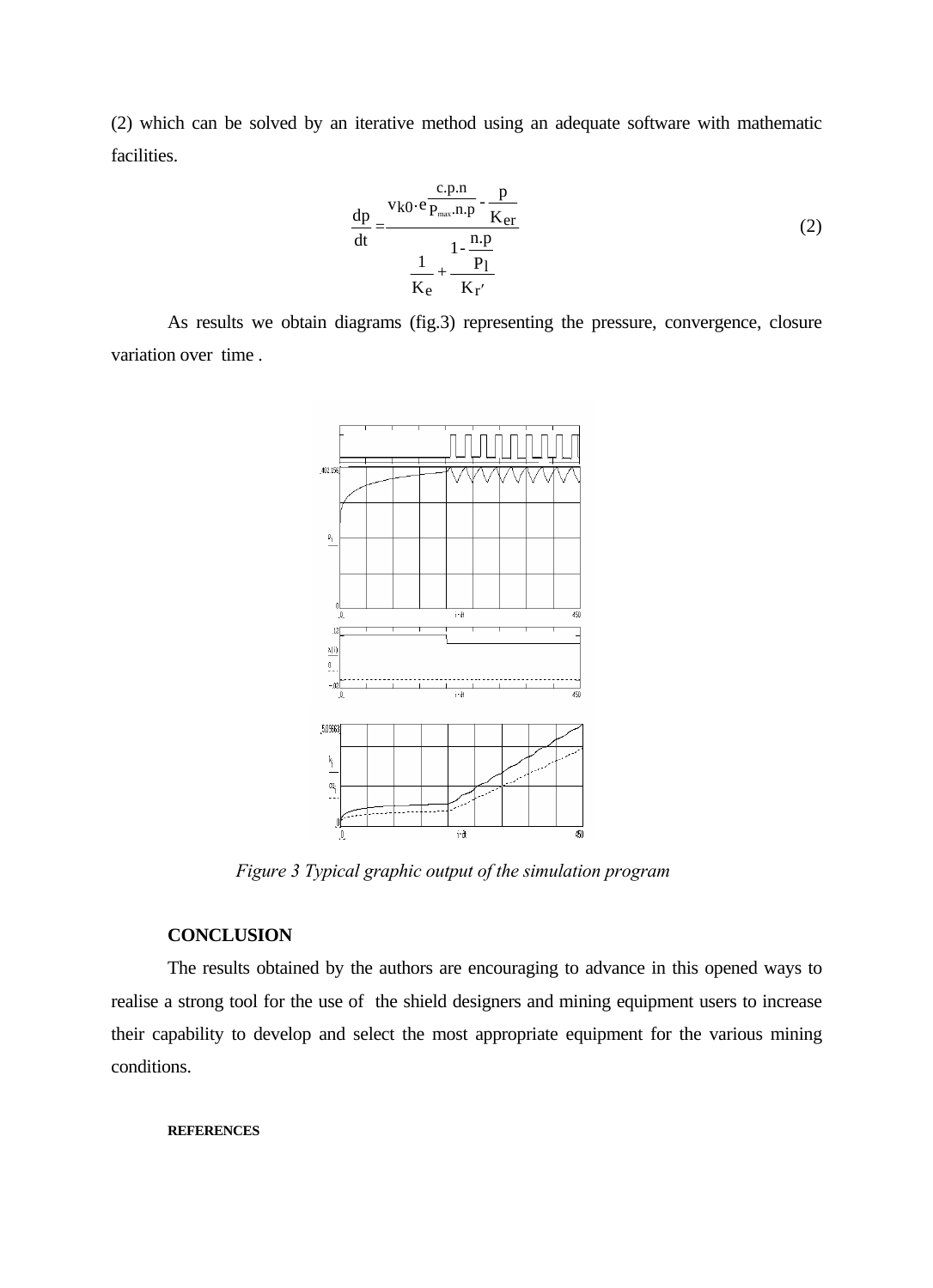(2) which can be solved by an iterative method using an adequate software with mathematic facilities.

$$\frac{dp}{dt} = \frac{v_{k0} \cdot e^{\frac{c.p.n}{P_{max}.n.p}} - \frac{p}{K_{er}}}{\frac{1}{K_e} + \frac{1 - \frac{n.p}{P_l}}{K_{r'}}} \tag{2}$$

As results we obtain diagrams (fig.3) representing the pressure, convergence, closure variation over time .

*Figure 3 Typical graphic output of the simulation program*

**CONCLUSION**

The results obtained by the authors are encouraging to advance in this opened ways to realise a strong tool for the use of the shield designers and mining equipment users to increase their capability to develop and select the most appropriate equipment for the various mining conditions.

**REFERENCES**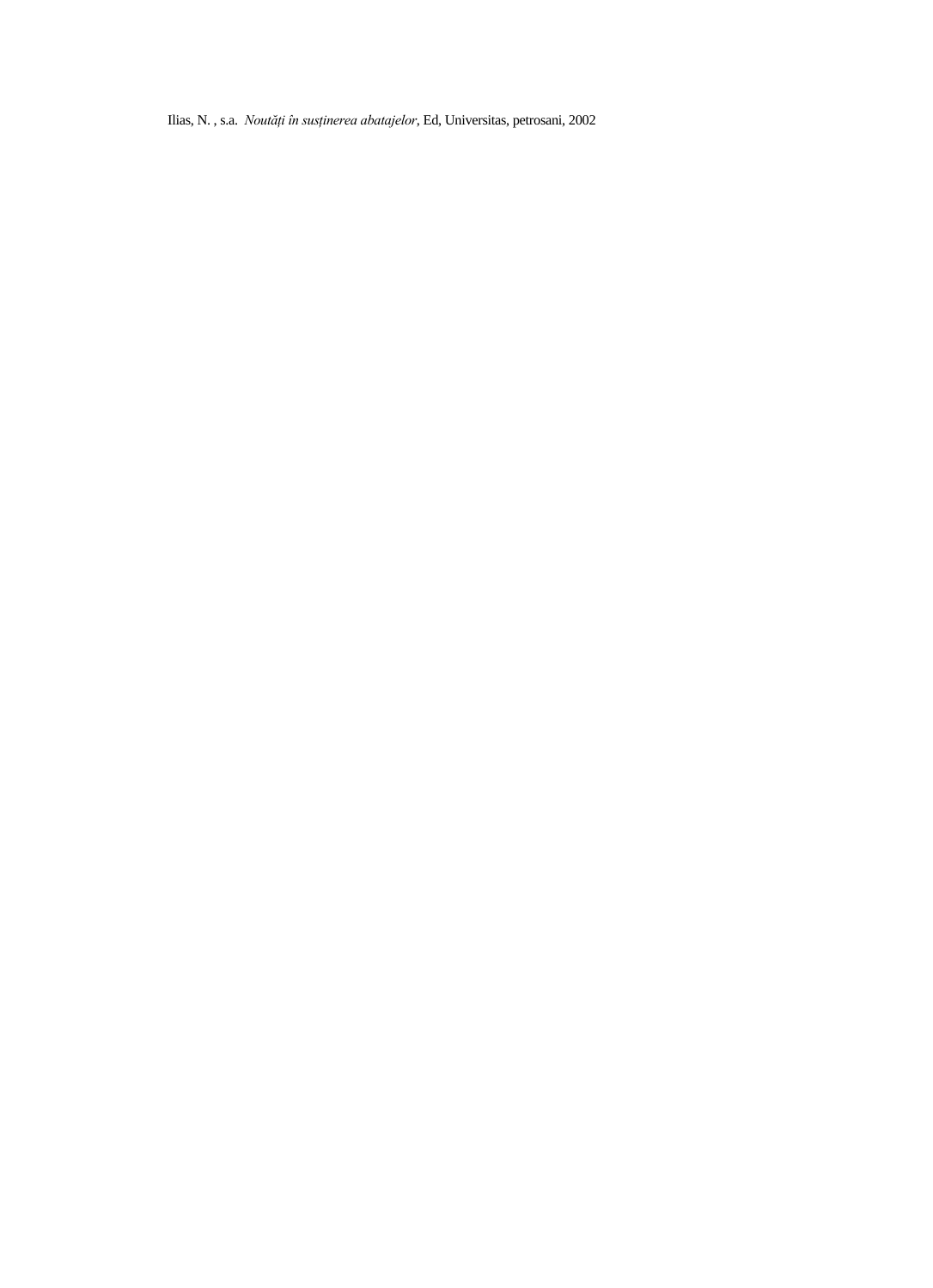Ilias, N. , s.a. *Noutăţi în susţinerea abatajelor*, Ed, Universitas, petrosani, 2002